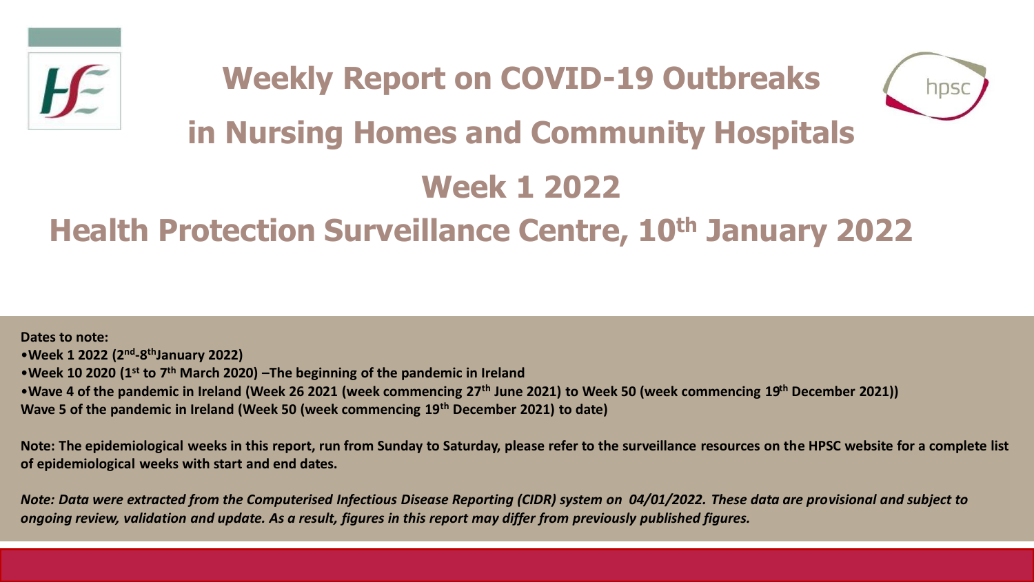# Weekly Report on COVID-19 Outbreaks in Nursing Homes and Community Hospitals

## Week 1 2022

## Health Protection Surveillance Centre, 10th January 2022

**Dates to note:**

- **Week 1 2022 (2nd-8th January 2022)**
- **Week 10 2020 (1st to 7th March 2020) –The beginning of the pandemic in Ireland**
- **Wave 4 of the pandemic in Ireland (Week 26 2021 (week commencing 27th June 2021) to Week 50 (week commencing 19th December 2021))**

**Wave 5 of the pandemic in Ireland (Week 50 (week commencing 19th December 2021) to date)**

**Note: The epidemiological weeks in this report, run from Sunday to Saturday, please refer to the surveillance resources on the HPSC website for a complete list of epidemiological weeks with start and end dates.**

***Note: Data were extracted from the Computerised Infectious Disease Reporting (CIDR) system on 04/01/2022. These data are provisional and subject to ongoing review, validation and update. As a result, figures in this report may differ from previously published figures.***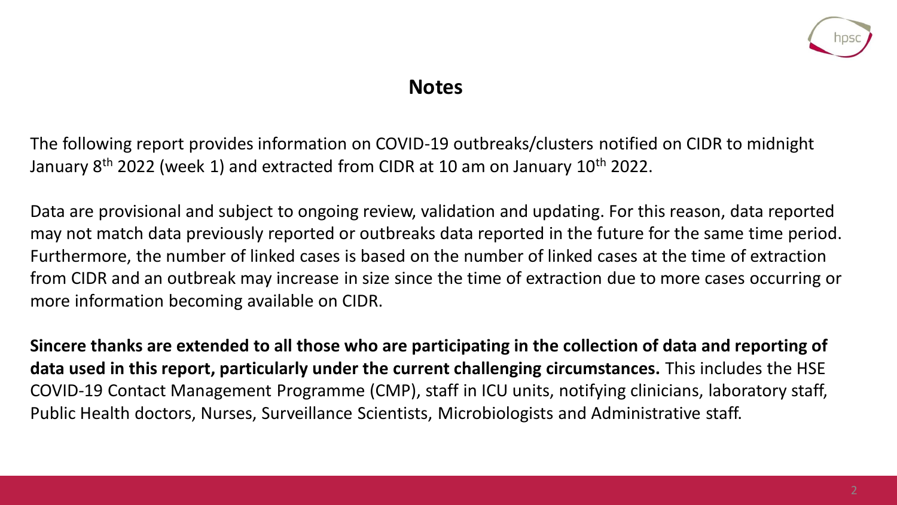## Notes

The following report provides information on COVID-19 outbreaks/clusters notified on CIDR to midnight January 8th 2022 (week 1) and extracted from CIDR at 10 am on January 10th 2022.

Data are provisional and subject to ongoing review, validation and updating. For this reason, data reported may not match data previously reported or outbreaks data reported in the future for the same time period. Furthermore, the number of linked cases is based on the number of linked cases at the time of extraction from CIDR and an outbreak may increase in size since the time of extraction due to more cases occurring or more information becoming available on CIDR.

**Sincere thanks are extended to all those who are participating in the collection of data and reporting of data used in this report, particularly under the current challenging circumstances.** This includes the HSE COVID-19 Contact Management Programme (CMP), staff in ICU units, notifying clinicians, laboratory staff, Public Health doctors, Nurses, Surveillance Scientists, Microbiologists and Administrative staff.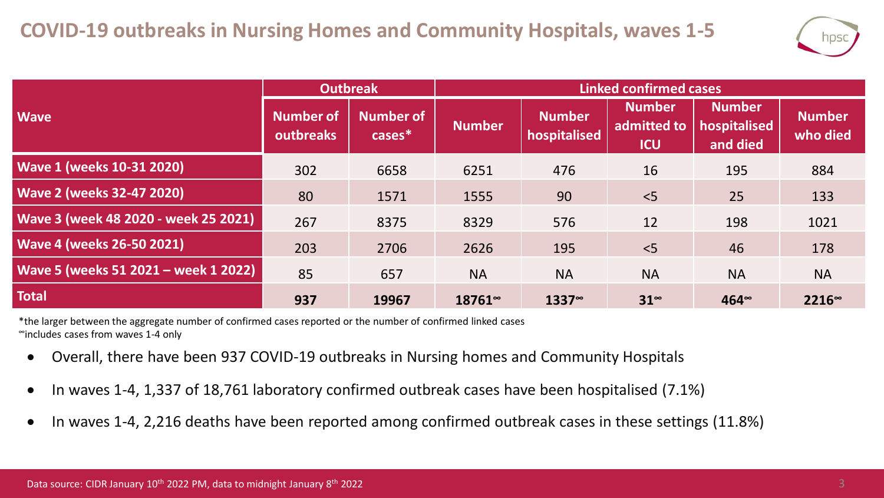# COVID-19 outbreaks in Nursing Homes and Community Hospitals, waves 1-5

| Wave | Outbreak | | Linked confirmed cases | | | | |
|---|---|---|---|---|---|---|---|
| | Number of outbreaks | Number of cases* | Number | Number hospitalised | Number admitted to ICU | Number hospitalised and died | Number who died |
| **Wave 1 (weeks 10-31 2020)** | 302 | 6658 | 6251 | 476 | 16 | 195 | 884 |
| **Wave 2 (weeks 32-47 2020)** | 80 | 1571 | 1555 | 90 | <5 | 25 | 133 |
| **Wave 3 (week 48 2020 - week 25 2021)** | 267 | 8375 | 8329 | 576 | 12 | 198 | 1021 |
| **Wave 4 (weeks 26-50 2021)** | 203 | 2706 | 2626 | 195 | <5 | 46 | 178 |
| **Wave 5 (weeks 51 2021 – week 1 2022)** | 85 | 657 | NA | NA | NA | NA | NA |
| **Total** | **937** | **19967** | **18761∞** | **1337∞** | **31∞** | **464∞** | **2216∞** |

*the larger between the aggregate number of confirmed cases reported or the number of confirmed linked cases
∞includes cases from waves 1-4 only

- Overall, there have been 937 COVID-19 outbreaks in Nursing homes and Community Hospitals
- In waves 1-4, 1,337 of 18,761 laboratory confirmed outbreak cases have been hospitalised (7.1%)
- In waves 1-4, 2,216 deaths have been reported among confirmed outbreak cases in these settings (11.8%)

Data source: CIDR January 10th 2022 PM, data to midnight January 8th 2022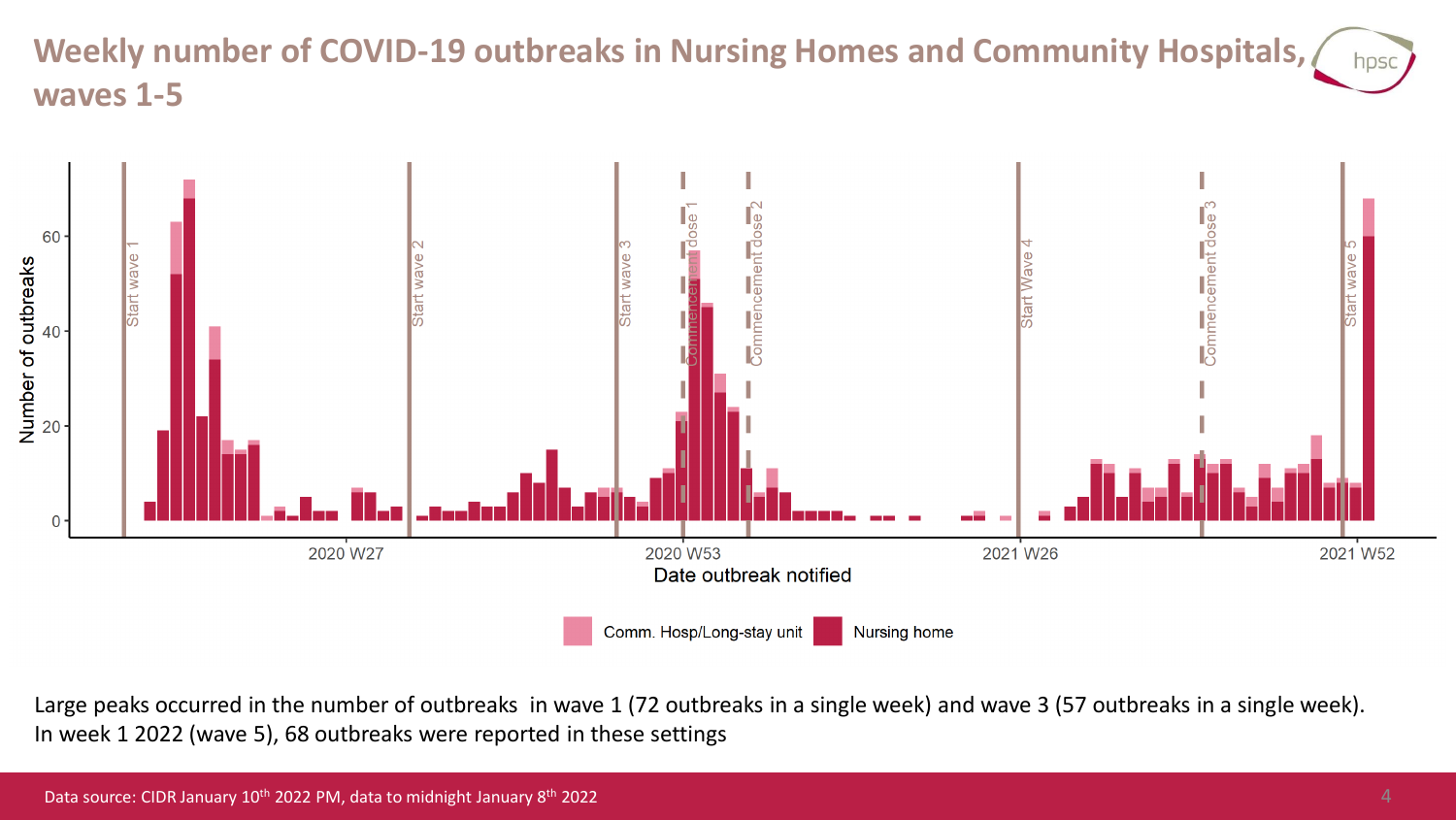# Weekly number of COVID-19 outbreaks in Nursing Homes and Community Hospitals, waves 1-5

Large peaks occurred in the number of outbreaks in wave 1 (72 outbreaks in a single week) and wave 3 (57 outbreaks in a single week). In week 1 2022 (wave 5), 68 outbreaks were reported in these settings

Data source: CIDR January 10th 2022 PM, data to midnight January 8th 2022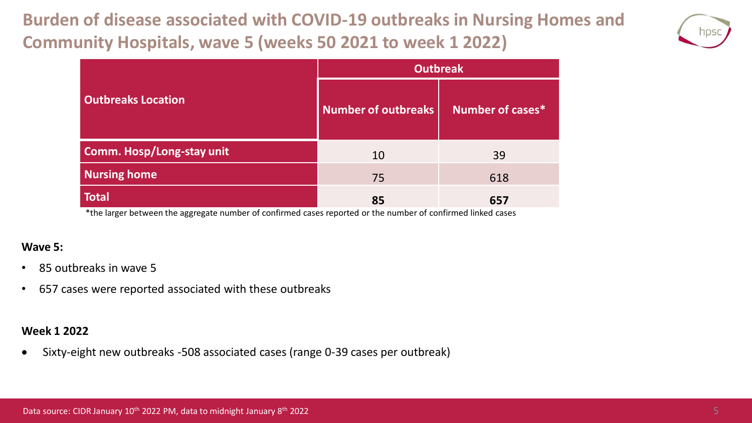# Burden of disease associated with COVID-19 outbreaks in Nursing Homes and Community Hospitals, wave 5 (weeks 50 2021 to week 1 2022)

| Outbreaks Location | Outbreak | |
|---|---|---|
| | Number of outbreaks | Number of cases* |
| Comm. Hosp/Long-stay unit | 10 | 39 |
| Nursing home | 75 | 618 |
| **Total** | **85** | **657** |

*the larger between the aggregate number of confirmed cases reported or the number of confirmed linked cases

**Wave 5:**

- 85 outbreaks in wave 5
- 657 cases were reported associated with these outbreaks

**Week 1 2022**

- Sixty-eight new outbreaks -508 associated cases (range 0-39 cases per outbreak)

Data source: CIDR January 10th 2022 PM, data to midnight January 8th 2022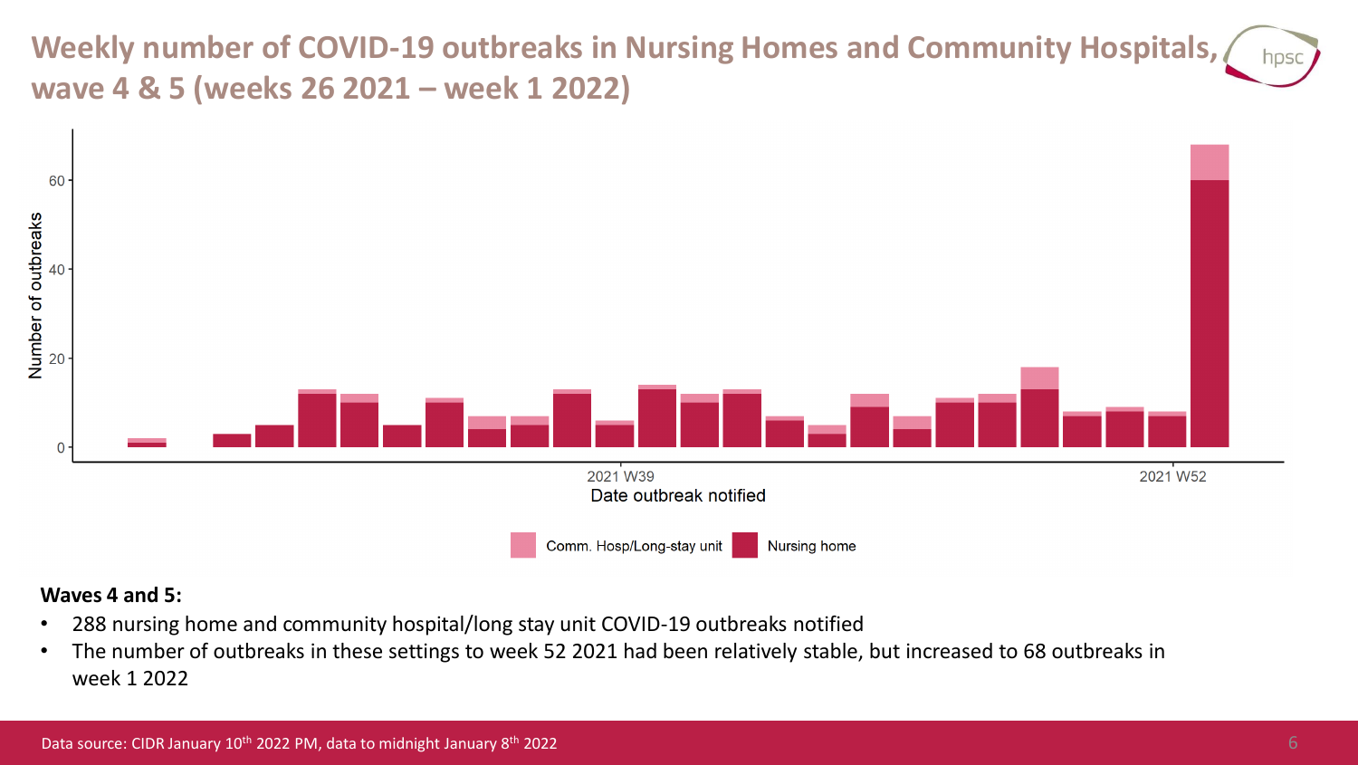# Weekly number of COVID-19 outbreaks in Nursing Homes and Community Hospitals, wave 4 & 5 (weeks 26 2021 – week 1 2022)

**Waves 4 and 5:**

- 288 nursing home and community hospital/long stay unit COVID-19 outbreaks notified
- The number of outbreaks in these settings to week 52 2021 had been relatively stable, but increased to 68 outbreaks in week 1 2022

Data source: CIDR January 10th 2022 PM, data to midnight January 8th 2022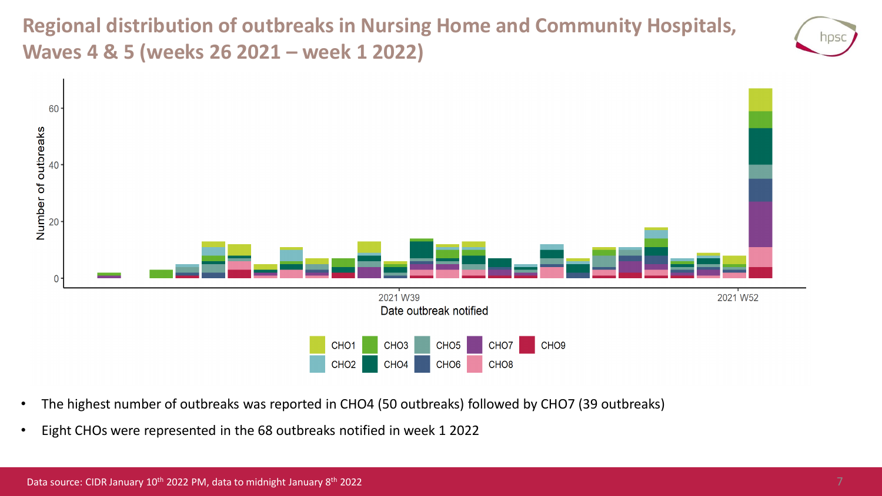# Regional distribution of outbreaks in Nursing Home and Community Hospitals, Waves 4 & 5 (weeks 26 2021 – week 1 2022)

Number of outbreaks

Date outbreak notified

2021 W39 2021 W52

CHO1 CHO2 CHO3 CHO4 CHO5 CHO6 CHO7 CHO8 CHO9

- The highest number of outbreaks was reported in CHO4 (50 outbreaks) followed by CHO7 (39 outbreaks)
- Eight CHOs were represented in the 68 outbreaks notified in week 1 2022

Data source: CIDR January 10th 2022 PM, data to midnight January 8th 2022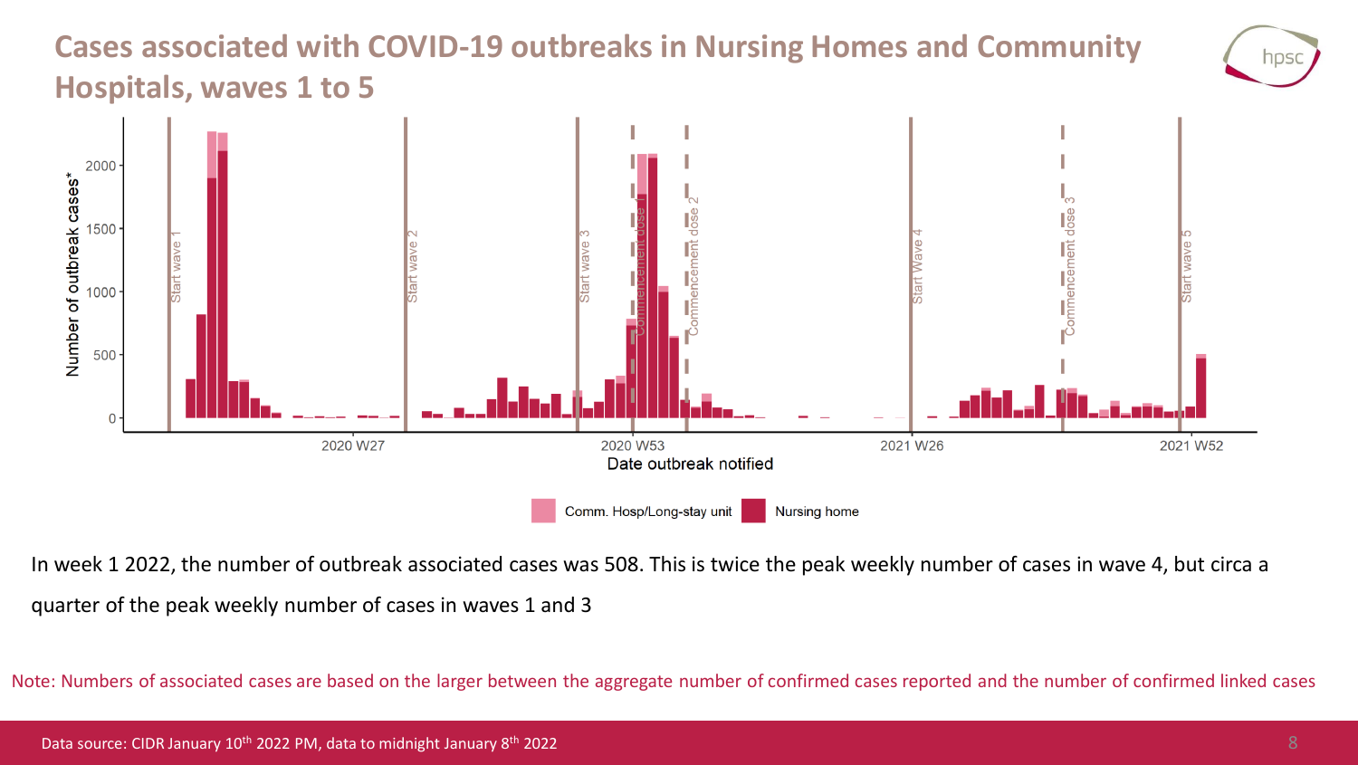# Cases associated with COVID-19 outbreaks in Nursing Homes and Community Hospitals, waves 1 to 5

In week 1 2022, the number of outbreak associated cases was 508. This is twice the peak weekly number of cases in wave 4, but circa a quarter of the peak weekly number of cases in waves 1 and 3

Note: Numbers of associated cases are based on the larger between the aggregate number of confirmed cases reported and the number of confirmed linked cases

Data source: CIDR January 10th 2022 PM, data to midnight January 8th 2022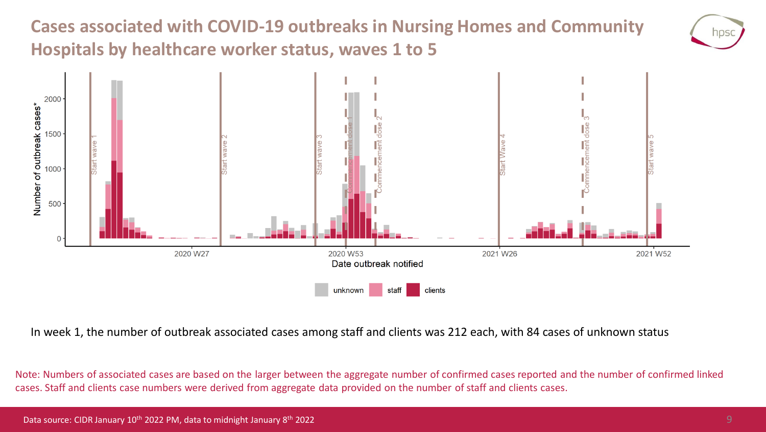# Cases associated with COVID-19 outbreaks in Nursing Homes and Community Hospitals by healthcare worker status, waves 1 to 5

In week 1, the number of outbreak associated cases among staff and clients was 212 each, with 84 cases of unknown status

Note: Numbers of associated cases are based on the larger between the aggregate number of confirmed cases reported and the number of confirmed linked cases. Staff and clients case numbers were derived from aggregate data provided on the number of staff and clients cases.

Data source: CIDR January 10th 2022 PM, data to midnight January 8th 2022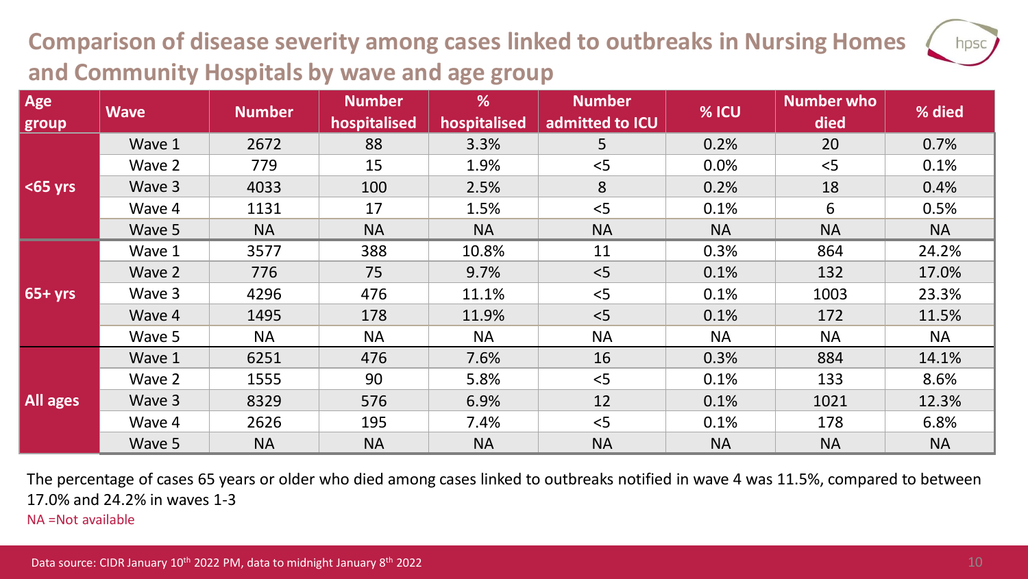# Comparison of disease severity among cases linked to outbreaks in Nursing Homes and Community Hospitals by wave and age group

| Age group | Wave | Number | Number hospitalised | % hospitalised | Number admitted to ICU | % ICU | Number who died | % died |
|---|---|---|---|---|---|---|---|---|
| <65 yrs | Wave 1 | 2672 | 88 | 3.3% | 5 | 0.2% | 20 | 0.7% |
| | Wave 2 | 779 | 15 | 1.9% | <5 | 0.0% | <5 | 0.1% |
| | Wave 3 | 4033 | 100 | 2.5% | 8 | 0.2% | 18 | 0.4% |
| | Wave 4 | 1131 | 17 | 1.5% | <5 | 0.1% | 6 | 0.5% |
| | Wave 5 | NA | NA | NA | NA | NA | NA | NA |
| 65+ yrs | Wave 1 | 3577 | 388 | 10.8% | 11 | 0.3% | 864 | 24.2% |
| | Wave 2 | 776 | 75 | 9.7% | <5 | 0.1% | 132 | 17.0% |
| | Wave 3 | 4296 | 476 | 11.1% | <5 | 0.1% | 1003 | 23.3% |
| | Wave 4 | 1495 | 178 | 11.9% | <5 | 0.1% | 172 | 11.5% |
| | Wave 5 | NA | NA | NA | NA | NA | NA | NA |
| All ages | Wave 1 | 6251 | 476 | 7.6% | 16 | 0.3% | 884 | 14.1% |
| | Wave 2 | 1555 | 90 | 5.8% | <5 | 0.1% | 133 | 8.6% |
| | Wave 3 | 8329 | 576 | 6.9% | 12 | 0.1% | 1021 | 12.3% |
| | Wave 4 | 2626 | 195 | 7.4% | <5 | 0.1% | 178 | 6.8% |
| | Wave 5 | NA | NA | NA | NA | NA | NA | NA |

The percentage of cases 65 years or older who died among cases linked to outbreaks notified in wave 4 was 11.5%, compared to between 17.0% and 24.2% in waves 1-3

NA =Not available

Data source: CIDR January 10th 2022 PM, data to midnight January 8th 2022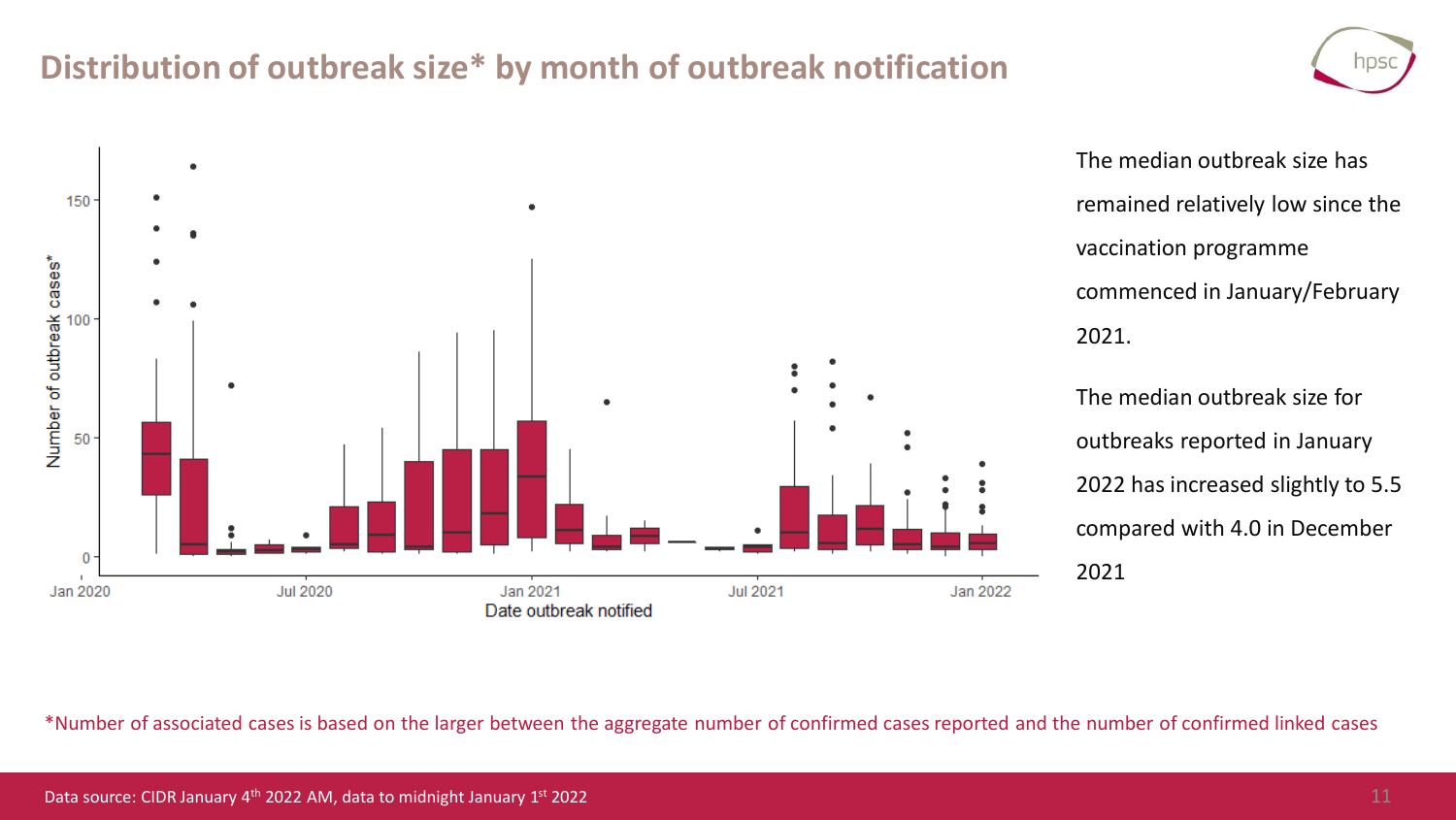# Distribution of outbreak size* by month of outbreak notification

Number of outbreak cases*

150

100

50

0

Jan 2020

Jul 2020

Jan 2021

Jul 2021

Jan 2022

Date outbreak notified

The median outbreak size has remained relatively low since the vaccination programme commenced in January/February 2021.

The median outbreak size for outbreaks reported in January 2022 has increased slightly to 5.5 compared with 4.0 in December 2021

*Number of associated cases is based on the larger between the aggregate number of confirmed cases reported and the number of confirmed linked cases

Data source: CIDR January 4th 2022 AM, data to midnight January 1st 2022